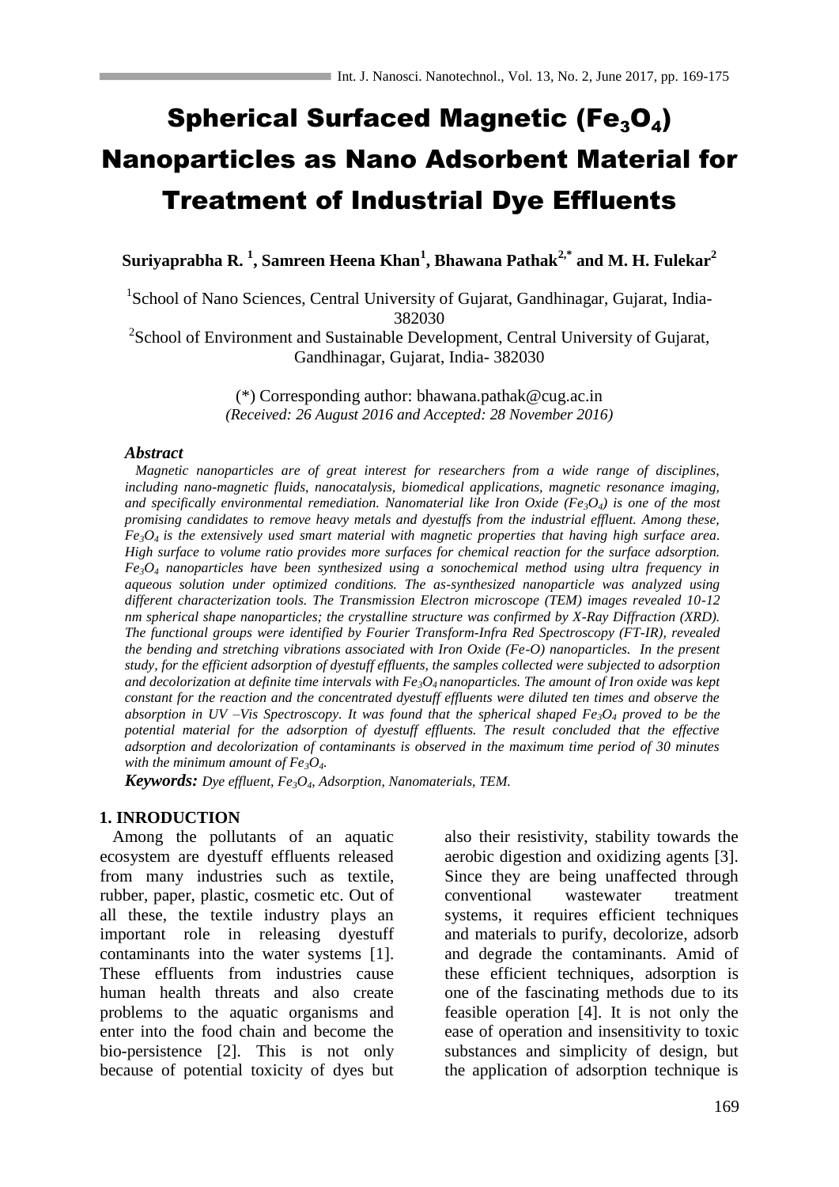# Spherical Surfaced Magnetic ($Fe_3O_4$) Nanoparticles as Nano Adsorbent Material for Treatment of Industrial Dye Effluents

**Suriyaprabha R. [1], Samreen Heena Khan[1], Bhawana Pathak[2,*] and M. H. Fulekar[2]**

[1]School of Nano Sciences, Central University of Gujarat, Gandhinagar, Gujarat, India- 382030

[2]School of Environment and Sustainable Development, Central University of Gujarat, Gandhinagar, Gujarat, India- 382030

(*) Corresponding author: bhawana.pathak@cug.ac.in

*(Received: 26 August 2016 and Accepted: 28 November 2016)*

### *Abstract*

*Magnetic nanoparticles are of great interest for researchers from a wide range of disciplines, including nano-magnetic fluids, nanocatalysis, biomedical applications, magnetic resonance imaging, and specifically environmental remediation. Nanomaterial like Iron Oxide ($Fe_3O_4$) is one of the most promising candidates to remove heavy metals and dyestuffs from the industrial effluent. Among these, $Fe_3O_4$ is the extensively used smart material with magnetic properties that having high surface area. High surface to volume ratio provides more surfaces for chemical reaction for the surface adsorption. $Fe_3O_4$ nanoparticles have been synthesized using a sonochemical method using ultra frequency in aqueous solution under optimized conditions. The as-synthesized nanoparticle was analyzed using different characterization tools. The Transmission Electron microscope (TEM) images revealed 10-12 nm spherical shape nanoparticles; the crystalline structure was confirmed by X-Ray Diffraction (XRD). The functional groups were identified by Fourier Transform-Infra Red Spectroscopy (FT-IR), revealed the bending and stretching vibrations associated with Iron Oxide (Fe-O) nanoparticles. In the present study, for the efficient adsorption of dyestuff effluents, the samples collected were subjected to adsorption and decolorization at definite time intervals with $Fe_3O_4$ nanoparticles. The amount of Iron oxide was kept constant for the reaction and the concentrated dyestuff effluents were diluted ten times and observe the absorption in UV –Vis Spectroscopy. It was found that the spherical shaped $Fe_3O_4$ proved to be the potential material for the adsorption of dyestuff effluents. The result concluded that the effective adsorption and decolorization of contaminants is observed in the maximum time period of 30 minutes with the minimum amount of $Fe_3O_4$.*

***Keywords:*** *Dye effluent, $Fe_3O_4$, Adsorption, Nanomaterials, TEM.*

## 1. INRODUCTION

Among the pollutants of an aquatic ecosystem are dyestuff effluents released from many industries such as textile, rubber, paper, plastic, cosmetic etc. Out of all these, the textile industry plays an important role in releasing dyestuff contaminants into the water systems [1]. These effluents from industries cause human health threats and also create problems to the aquatic organisms and enter into the food chain and become the bio-persistence [2]. This is not only because of potential toxicity of dyes but also their resistivity, stability towards the aerobic digestion and oxidizing agents [3]. Since they are being unaffected through conventional wastewater treatment systems, it requires efficient techniques and materials to purify, decolorize, adsorb and degrade the contaminants. Amid of these efficient techniques, adsorption is one of the fascinating methods due to its feasible operation [4]. It is not only the ease of operation and insensitivity to toxic substances and simplicity of design, but the application of adsorption technique is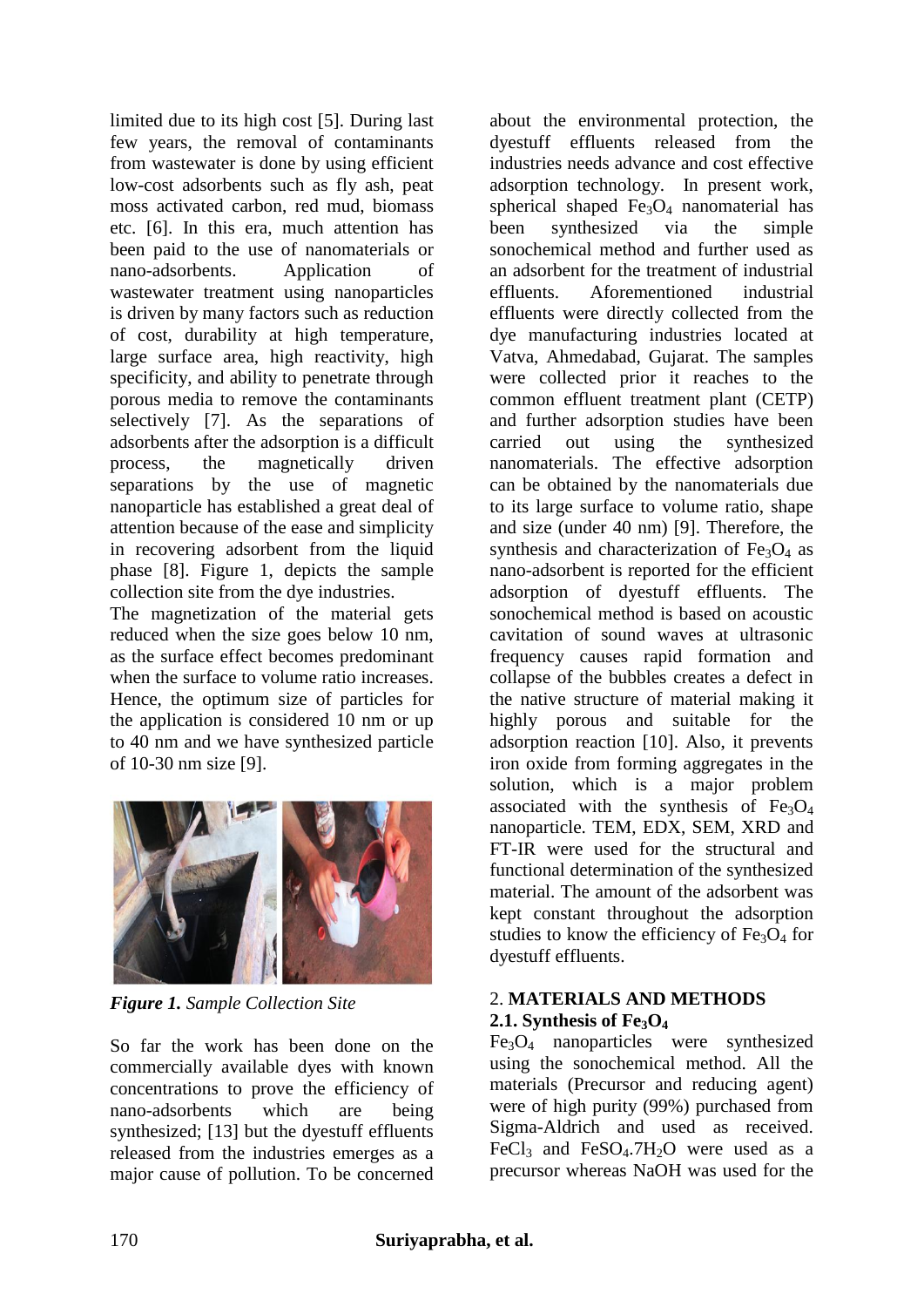limited due to its high cost [5]. During last few years, the removal of contaminants from wastewater is done by using efficient low-cost adsorbents such as fly ash, peat moss activated carbon, red mud, biomass etc. [6]. In this era, much attention has been paid to the use of nanomaterials or nano-adsorbents. Application of wastewater treatment using nanoparticles is driven by many factors such as reduction of cost, durability at high temperature, large surface area, high reactivity, high specificity, and ability to penetrate through porous media to remove the contaminants selectively [7]. As the separations of adsorbents after the adsorption is a difficult process, the magnetically driven separations by the use of magnetic nanoparticle has established a great deal of attention because of the ease and simplicity in recovering adsorbent from the liquid phase [8]. Figure 1, depicts the sample collection site from the dye industries.

The magnetization of the material gets reduced when the size goes below 10 nm, as the surface effect becomes predominant when the surface to volume ratio increases. Hence, the optimum size of particles for the application is considered 10 nm or up to 40 nm and we have synthesized particle of 10-30 nm size [9].

***Figure 1.*** *Sample Collection Site*

So far the work has been done on the commercially available dyes with known concentrations to prove the efficiency of nano-adsorbents which are being synthesized; [13] but the dyestuff effluents released from the industries emerges as a major cause of pollution. To be concerned about the environmental protection, the dyestuff effluents released from the industries needs advance and cost effective adsorption technology. In present work, spherical shaped $Fe_3O_4$ nanomaterial has been synthesized via the simple sonochemical method and further used as an adsorbent for the treatment of industrial effluents. Aforementioned industrial effluents were directly collected from the dye manufacturing industries located at Vatva, Ahmedabad, Gujarat. The samples were collected prior it reaches to the common effluent treatment plant (CETP) and further adsorption studies have been carried out using the synthesized nanomaterials. The effective adsorption can be obtained by the nanomaterials due to its large surface to volume ratio, shape and size (under 40 nm) [9]. Therefore, the synthesis and characterization of $Fe_3O_4$ as nano-adsorbent is reported for the efficient adsorption of dyestuff effluents. The sonochemical method is based on acoustic cavitation of sound waves at ultrasonic frequency causes rapid formation and collapse of the bubbles creates a defect in the native structure of material making it highly porous and suitable for the adsorption reaction [10]. Also, it prevents iron oxide from forming aggregates in the solution, which is a major problem associated with the synthesis of $Fe_3O_4$ nanoparticle. TEM, EDX, SEM, XRD and FT-IR were used for the structural and functional determination of the synthesized material. The amount of the adsorbent was kept constant throughout the adsorption studies to know the efficiency of $Fe_3O_4$ for dyestuff effluents.

## 2. MATERIALS AND METHODS

### 2.1. Synthesis of $Fe_3O_4$

$Fe_3O_4$ nanoparticles were synthesized using the sonochemical method. All the materials (Precursor and reducing agent) were of high purity (99%) purchased from Sigma-Aldrich and used as received. $FeCl_3$ and $FeSO_4.7H_2O$ were used as a precursor whereas NaOH was used for the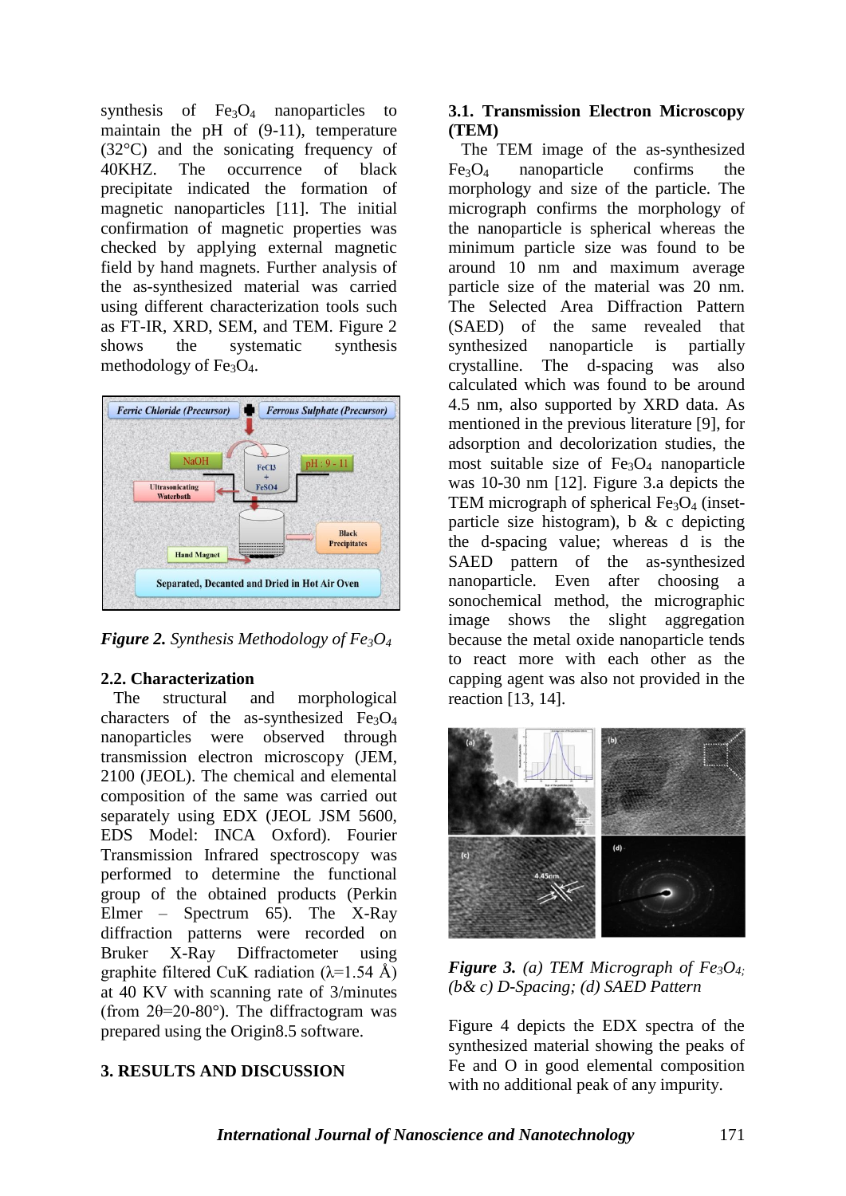synthesis of $Fe_3O_4$ nanoparticles to maintain the pH of (9-11), temperature (32°C) and the sonicating frequency of 40KHZ. The occurrence of black precipitate indicated the formation of magnetic nanoparticles [11]. The initial confirmation of magnetic properties was checked by applying external magnetic field by hand magnets. Further analysis of the as-synthesized material was carried using different characterization tools such as FT-IR, XRD, SEM, and TEM. Figure 2 shows the systematic synthesis methodology of $Fe_3O_4$.

***Figure 2.*** *Synthesis Methodology of $Fe_3O_4$*

### 2.2. Characterization

The structural and morphological characters of the as-synthesized $Fe_3O_4$ nanoparticles were observed through transmission electron microscopy (JEM, 2100 (JEOL). The chemical and elemental composition of the same was carried out separately using EDX (JEOL JSM 5600, EDS Model: INCA Oxford). Fourier Transmission Infrared spectroscopy was performed to determine the functional group of the obtained products (Perkin Elmer – Spectrum 65). The X-Ray diffraction patterns were recorded on Bruker X-Ray Diffractometer using graphite filtered CuK radiation ($\lambda$=1.54 Å) at 40 KV with scanning rate of 3/minutes (from 2θ=20-80°). The diffractogram was prepared using the Origin8.5 software.

## 3. RESULTS AND DISCUSSION

### 3.1. Transmission Electron Microscopy (TEM)

The TEM image of the as-synthesized $Fe_3O_4$ nanoparticle confirms the morphology and size of the particle. The micrograph confirms the morphology of the nanoparticle is spherical whereas the minimum particle size was found to be around 10 nm and maximum average particle size of the material was 20 nm. The Selected Area Diffraction Pattern (SAED) of the same revealed that synthesized nanoparticle is partially crystalline. The d-spacing was also calculated which was found to be around 4.5 nm, also supported by XRD data. As mentioned in the previous literature [9], for adsorption and decolorization studies, the most suitable size of $Fe_3O_4$ nanoparticle was 10-30 nm [12]. Figure 3.a depicts the TEM micrograph of spherical $Fe_3O_4$ (inset-particle size histogram), b & c depicting the d-spacing value; whereas d is the SAED pattern of the as-synthesized nanoparticle. Even after choosing a sonochemical method, the micrographic image shows the slight aggregation because the metal oxide nanoparticle tends to react more with each other as the capping agent was also not provided in the reaction [13, 14].

***Figure 3.*** *(a) TEM Micrograph of $Fe_3O_4$; (b& c) D-Spacing; (d) SAED Pattern*

Figure 4 depicts the EDX spectra of the synthesized material showing the peaks of Fe and O in good elemental composition with no additional peak of any impurity.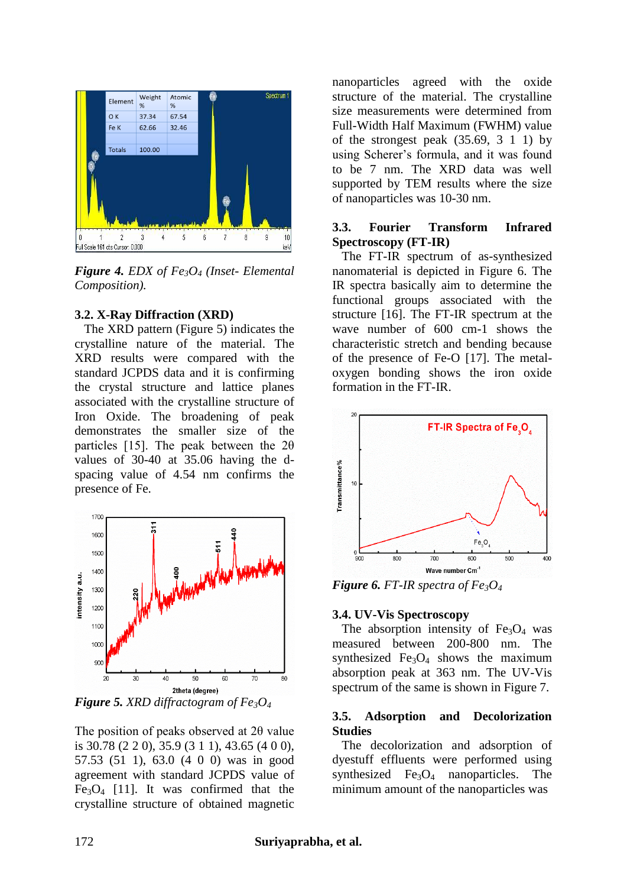*Figure 4. EDX of $Fe_3O_4$ (Inset- Elemental Composition).*

### 3.2. X-Ray Diffraction (XRD)

The XRD pattern (Figure 5) indicates the crystalline nature of the material. The XRD results were compared with the standard JCPDS data and it is confirming the crystal structure and lattice planes associated with the crystalline structure of Iron Oxide. The broadening of peak demonstrates the smaller size of the particles [15]. The peak between the 2θ values of 30-40 at 35.06 having the d-spacing value of 4.54 nm confirms the presence of Fe.

*Figure 5. XRD diffractogram of $Fe_3O_4$*

The position of peaks observed at 2θ value is 30.78 (2 2 0), 35.9 (3 1 1), 43.65 (4 0 0), 57.53 (51 1), 63.0 (4 0 0) was in good agreement with standard JCPDS value of $Fe_3O_4$ [11]. It was confirmed that the crystalline structure of obtained magnetic nanoparticles agreed with the oxide structure of the material. The crystalline size measurements were determined from Full-Width Half Maximum (FWHM) value of the strongest peak (35.69, 3 1 1) by using Scherer's formula, and it was found to be 7 nm. The XRD data was well supported by TEM results where the size of nanoparticles was 10-30 nm.

### 3.3. Fourier Transform Infrared Spectroscopy (FT-IR)

The FT-IR spectrum of as-synthesized nanomaterial is depicted in Figure 6. The IR spectra basically aim to determine the functional groups associated with the structure [16]. The FT-IR spectrum at the wave number of 600 cm-1 shows the characteristic stretch and bending because of the presence of Fe-O [17]. The metal-oxygen bonding shows the iron oxide formation in the FT-IR.

*Figure 6. FT-IR spectra of $Fe_3O_4$*

### 3.4. UV-Vis Spectroscopy

The absorption intensity of $Fe_3O_4$ was measured between 200-800 nm. The synthesized $Fe_3O_4$ shows the maximum absorption peak at 363 nm. The UV-Vis spectrum of the same is shown in Figure 7.

### 3.5. Adsorption and Decolorization Studies

The decolorization and adsorption of dyestuff effluents were performed using synthesized $Fe_3O_4$ nanoparticles. The minimum amount of the nanoparticles was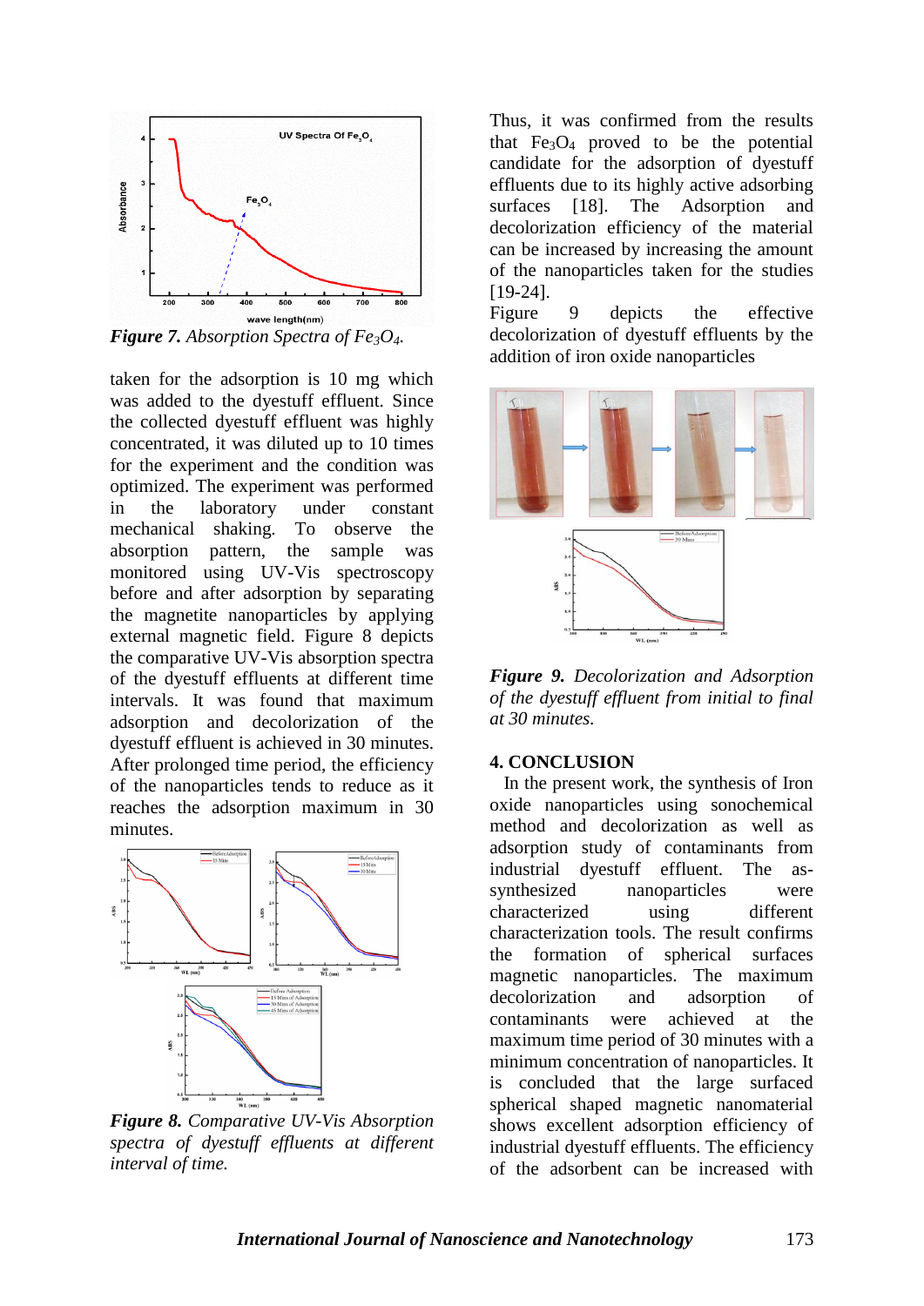*Figure 7. Absorption Spectra of $Fe_3O_4$.*

taken for the adsorption is 10 mg which was added to the dyestuff effluent. Since the collected dyestuff effluent was highly concentrated, it was diluted up to 10 times for the experiment and the condition was optimized. The experiment was performed in the laboratory under constant mechanical shaking. To observe the absorption pattern, the sample was monitored using UV-Vis spectroscopy before and after adsorption by separating the magnetite nanoparticles by applying external magnetic field. Figure 8 depicts the comparative UV-Vis absorption spectra of the dyestuff effluents at different time intervals. It was found that maximum adsorption and decolorization of the dyestuff effluent is achieved in 30 minutes. After prolonged time period, the efficiency of the nanoparticles tends to reduce as it reaches the adsorption maximum in 30 minutes.

***Figure 8.** Comparative UV-Vis Absorption spectra of dyestuff effluents at different interval of time.*

Thus, it was confirmed from the results that $Fe_3O_4$ proved to be the potential candidate for the adsorption of dyestuff effluents due to its highly active adsorbing surfaces [18]. The Adsorption and decolorization efficiency of the material can be increased by increasing the amount of the nanoparticles taken for the studies [19-24].

Figure 9 depicts the effective decolorization of dyestuff effluents by the addition of iron oxide nanoparticles

***Figure 9.** Decolorization and Adsorption of the dyestuff effluent from initial to final at 30 minutes.*

## 4. CONCLUSION

In the present work, the synthesis of Iron oxide nanoparticles using sonochemical method and decolorization as well as adsorption study of contaminants from industrial dyestuff effluent. The as-synthesized nanoparticles were characterized using different characterization tools. The result confirms the formation of spherical surfaces magnetic nanoparticles. The maximum decolorization and adsorption of contaminants were achieved at the maximum time period of 30 minutes with a minimum concentration of nanoparticles. It is concluded that the large surfaced spherical shaped magnetic nanomaterial shows excellent adsorption efficiency of industrial dyestuff effluents. The efficiency of the adsorbent can be increased with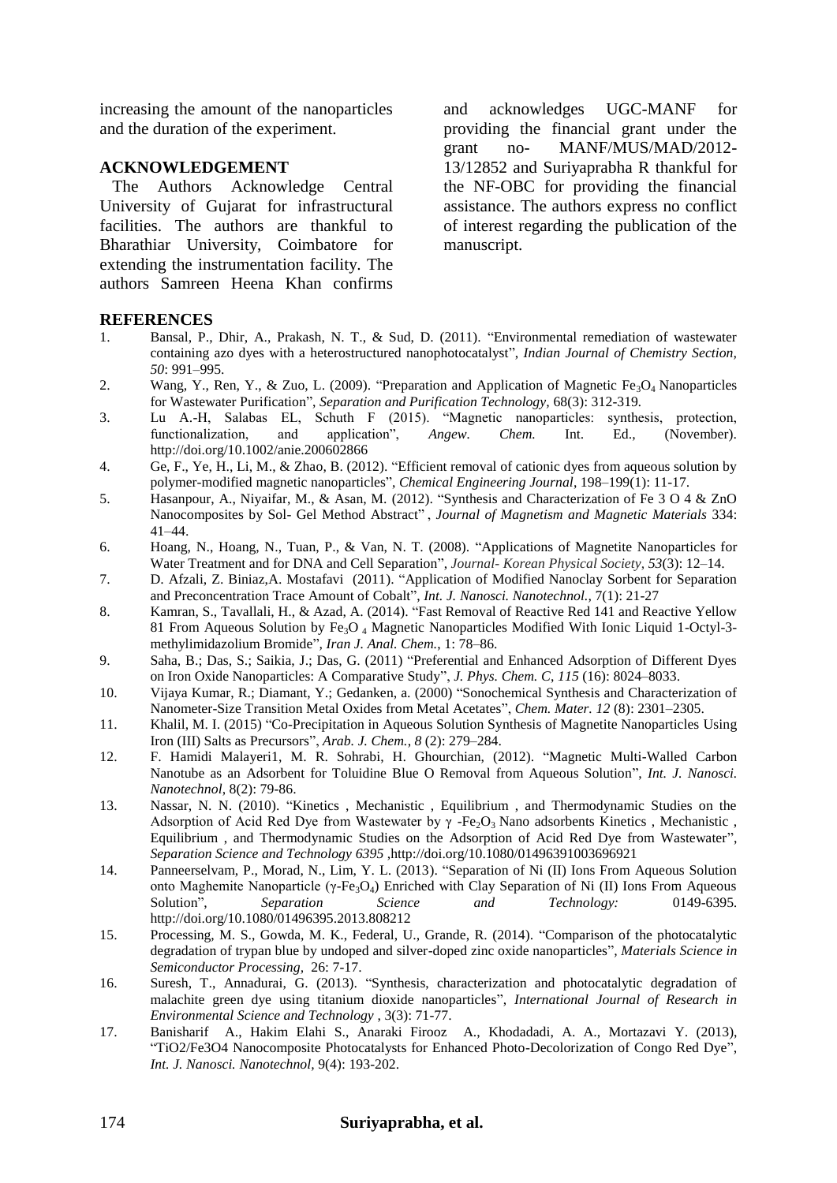increasing the amount of the nanoparticles and the duration of the experiment.

## ACKNOWLEDGEMENT

The Authors Acknowledge Central University of Gujarat for infrastructural facilities. The authors are thankful to Bharathiar University, Coimbatore for extending the instrumentation facility. The authors Samreen Heena Khan confirms and acknowledges UGC-MANF for providing the financial grant under the grant no- MANF/MUS/MAD/2012-13/12852 and Suriyaprabha R thankful for the NF-OBC for providing the financial assistance. The authors express no conflict of interest regarding the publication of the manuscript.

## REFERENCES

1. Bansal, P., Dhir, A., Prakash, N. T., & Sud, D. (2011). "Environmental remediation of wastewater containing azo dyes with a heterostructured nanophotocatalyst", *Indian Journal of Chemistry Section, 50*: 991–995.
2. Wang, Y., Ren, Y., & Zuo, L. (2009). "Preparation and Application of Magnetic $Fe_3O_4$ Nanoparticles for Wastewater Purification", *Separation and Purification Technology*, 68(3): 312-319.
3. Lu A.-H, Salabas EL, Schuth F (2015). "Magnetic nanoparticles: synthesis, protection, functionalization, and application", *Angew. Chem.* Int. Ed., (November). http://doi.org/10.1002/anie.200602866
4. Ge, F., Ye, H., Li, M., & Zhao, B. (2012). "Efficient removal of cationic dyes from aqueous solution by polymer-modified magnetic nanoparticles", *Chemical Engineering Journal*, 198–199(1): 11-17.
5. Hasanpour, A., Niyaifar, M., & Asan, M. (2012). "Synthesis and Characterization of Fe 3 O 4 & ZnO Nanocomposites by Sol- Gel Method Abstract" , *Journal of Magnetism and Magnetic Materials* 334: 41–44.
6. Hoang, N., Hoang, N., Tuan, P., & Van, N. T. (2008). "Applications of Magnetite Nanoparticles for Water Treatment and for DNA and Cell Separation", *Journal- Korean Physical Society, 53*(3): 12–14.
7. D. Afzali, Z. Biniaz,A. Mostafavi (2011). "Application of Modified Nanoclay Sorbent for Separation and Preconcentration Trace Amount of Cobalt", *Int. J. Nanosci. Nanotechnol.,* 7(1): 21-27
8. Kamran, S., Tavallali, H., & Azad, A. (2014). "Fast Removal of Reactive Red 141 and Reactive Yellow 81 From Aqueous Solution by $Fe_3O_4$ Magnetic Nanoparticles Modified With Ionic Liquid 1-Octyl-3-methylimidazolium Bromide", *Iran J. Anal. Chem.*, 1: 78–86.
9. Saha, B.; Das, S.; Saikia, J.; Das, G. (2011) "Preferential and Enhanced Adsorption of Different Dyes on Iron Oxide Nanoparticles: A Comparative Study", *J. Phys. Chem. C*, *115* (16): 8024–8033.
10. Vijaya Kumar, R.; Diamant, Y.; Gedanken, a. (2000) "Sonochemical Synthesis and Characterization of Nanometer-Size Transition Metal Oxides from Metal Acetates", *Chem. Mater. 12* (8): 2301–2305.
11. Khalil, M. I. (2015) "Co-Precipitation in Aqueous Solution Synthesis of Magnetite Nanoparticles Using Iron (III) Salts as Precursors", *Arab. J. Chem.*, *8* (2): 279–284.
12. F. Hamidi Malayeri1, M. R. Sohrabi, H. Ghourchian, (2012). "Magnetic Multi-Walled Carbon Nanotube as an Adsorbent for Toluidine Blue O Removal from Aqueous Solution", *Int. J. Nanosci. Nanotechnol*, 8(2): 79-86.
13. Nassar, N. N. (2010). "Kinetics , Mechanistic , Equilibrium , and Thermodynamic Studies on the Adsorption of Acid Red Dye from Wastewater by $\gamma$ -$Fe_2O_3$ Nano adsorbents Kinetics , Mechanistic , Equilibrium , and Thermodynamic Studies on the Adsorption of Acid Red Dye from Wastewater", *Separation Science and Technology 6395* ,http://doi.org/10.1080/01496391003696921
14. Panneerselvam, P., Morad, N., Lim, Y. L. (2013). "Separation of Ni (II) Ions From Aqueous Solution onto Maghemite Nanoparticle ($\gamma$-$Fe_3O_4$) Enriched with Clay Separation of Ni (II) Ions From Aqueous Solution", *Separation Science and Technology:* 0149-6395. http://doi.org/10.1080/01496395.2013.808212
15. Processing, M. S., Gowda, M. K., Federal, U., Grande, R. (2014). "Comparison of the photocatalytic degradation of trypan blue by undoped and silver-doped zinc oxide nanoparticles", *Materials Science in Semiconductor Processing*, 26: 7-17.
16. Suresh, T., Annadurai, G. (2013). "Synthesis, characterization and photocatalytic degradation of malachite green dye using titanium dioxide nanoparticles", *International Journal of Research in Environmental Science and Technology* , 3(3): 71-77.
17. Banisharif A., Hakim Elahi S., Anaraki Firooz A., Khodadadi, A. A., Mortazavi Y. (2013), "TiO2/Fe3O4 Nanocomposite Photocatalysts for Enhanced Photo-Decolorization of Congo Red Dye", *Int. J. Nanosci. Nanotechnol,* 9(4): 193-202.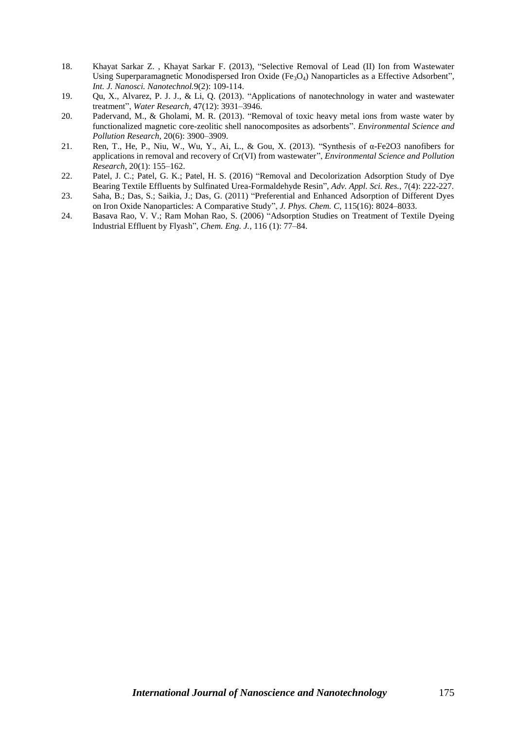18. Khayat Sarkar Z. , Khayat Sarkar F. (2013), "Selective Removal of Lead (II) Ion from Wastewater Using Superparamagnetic Monodispersed Iron Oxide ($Fe_3O_4$) Nanoparticles as a Effective Adsorbent", *Int. J. Nanosci. Nanotechnol.*9(2): 109-114.
19. Qu, X., Alvarez, P. J. J., & Li, Q. (2013). "Applications of nanotechnology in water and wastewater treatment", *Water Research*, 47(12): 3931–3946.
20. Padervand, M., & Gholami, M. R. (2013). "Removal of toxic heavy metal ions from waste water by functionalized magnetic core-zeolitic shell nanocomposites as adsorbents". *Environmental Science and Pollution Research*, 20(6): 3900–3909.
21. Ren, T., He, P., Niu, W., Wu, Y., Ai, L., & Gou, X. (2013). "Synthesis of α-Fe2O3 nanofibers for applications in removal and recovery of Cr(VI) from wastewater", *Environmental Science and Pollution Research*, 20(1): 155–162.
22. Patel, J. C.; Patel, G. K.; Patel, H. S. (2016) "Removal and Decolorization Adsorption Study of Dye Bearing Textile Effluents by Sulfinated Urea-Formaldehyde Resin", *Adv. Appl. Sci. Res.*, 7(4): 222-227.
23. Saha, B.; Das, S.; Saikia, J.; Das, G. (2011) "Preferential and Enhanced Adsorption of Different Dyes on Iron Oxide Nanoparticles: A Comparative Study", *J. Phys. Chem. C*, 115(16): 8024–8033.
24. Basava Rao, V. V.; Ram Mohan Rao, S. (2006) "Adsorption Studies on Treatment of Textile Dyeing Industrial Effluent by Flyash", *Chem. Eng. J.*, 116 (1): 77–84.